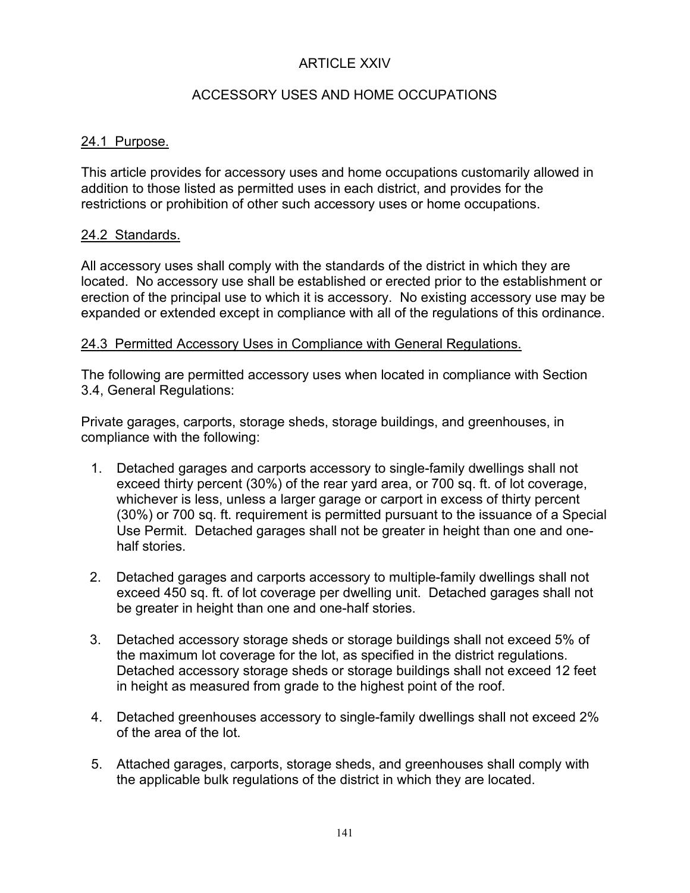# ARTICLE XXIV

## ACCESSORY USES AND HOME OCCUPATIONS

### 24.1 Purpose.

This article provides for accessory uses and home occupations customarily allowed in addition to those listed as permitted uses in each district, and provides for the restrictions or prohibition of other such accessory uses or home occupations.

### 24.2 Standards.

All accessory uses shall comply with the standards of the district in which they are located. No accessory use shall be established or erected prior to the establishment or erection of the principal use to which it is accessory. No existing accessory use may be expanded or extended except in compliance with all of the regulations of this ordinance.

### 24.3 Permitted Accessory Uses in Compliance with General Regulations.

The following are permitted accessory uses when located in compliance with Section 3.4, General Regulations:

Private garages, carports, storage sheds, storage buildings, and greenhouses, in compliance with the following:

1. Detached garages and carports accessory to single-family dwellings shall not exceed thirty percent (30%) of the rear yard area, or 700 sq. ft. of lot coverage, whichever is less, unless a larger garage or carport in excess of thirty percent (30%) or 700 sq. ft. requirement is permitted pursuant to the issuance of a Special Use Permit. Detached garages shall not be greater in height than one and one-half stories.

2. Detached garages and carports accessory to multiple-family dwellings shall not exceed 450 sq. ft. of lot coverage per dwelling unit. Detached garages shall not be greater in height than one and one-half stories.

3. Detached accessory storage sheds or storage buildings shall not exceed 5% of the maximum lot coverage for the lot, as specified in the district regulations. Detached accessory storage sheds or storage buildings shall not exceed 12 feet in height as measured from grade to the highest point of the roof.

4. Detached greenhouses accessory to single-family dwellings shall not exceed 2% of the area of the lot.

5. Attached garages, carports, storage sheds, and greenhouses shall comply with the applicable bulk regulations of the district in which they are located.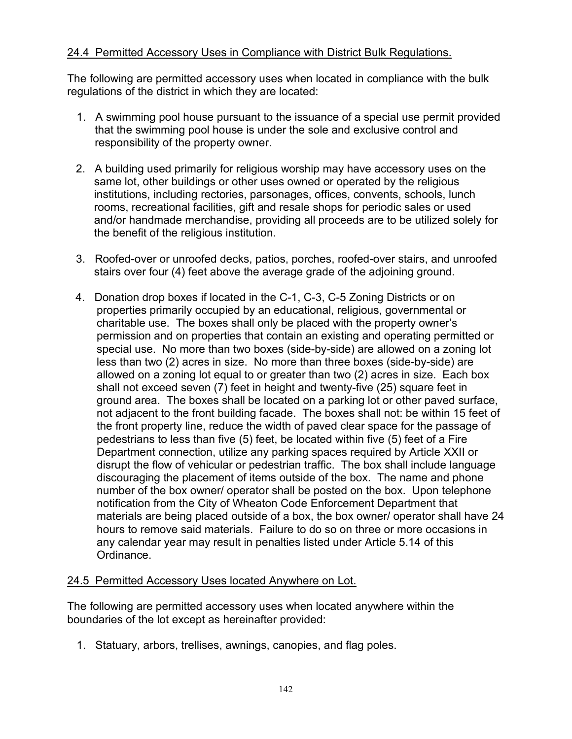24.4 Permitted Accessory Uses in Compliance with District Bulk Regulations.

The following are permitted accessory uses when located in compliance with the bulk regulations of the district in which they are located:

1. A swimming pool house pursuant to the issuance of a special use permit provided that the swimming pool house is under the sole and exclusive control and responsibility of the property owner.

2. A building used primarily for religious worship may have accessory uses on the same lot, other buildings or other uses owned or operated by the religious institutions, including rectories, parsonages, offices, convents, schools, lunch rooms, recreational facilities, gift and resale shops for periodic sales or used and/or handmade merchandise, providing all proceeds are to be utilized solely for the benefit of the religious institution.

3. Roofed-over or unroofed decks, patios, porches, roofed-over stairs, and unroofed stairs over four (4) feet above the average grade of the adjoining ground.

4. Donation drop boxes if located in the C-1, C-3, C-5 Zoning Districts or on properties primarily occupied by an educational, religious, governmental or charitable use. The boxes shall only be placed with the property owner's permission and on properties that contain an existing and operating permitted or special use. No more than two boxes (side-by-side) are allowed on a zoning lot less than two (2) acres in size. No more than three boxes (side-by-side) are allowed on a zoning lot equal to or greater than two (2) acres in size. Each box shall not exceed seven (7) feet in height and twenty-five (25) square feet in ground area. The boxes shall be located on a parking lot or other paved surface, not adjacent to the front building facade. The boxes shall not: be within 15 feet of the front property line, reduce the width of paved clear space for the passage of pedestrians to less than five (5) feet, be located within five (5) feet of a Fire Department connection, utilize any parking spaces required by Article XXII or disrupt the flow of vehicular or pedestrian traffic. The box shall include language discouraging the placement of items outside of the box. The name and phone number of the box owner/ operator shall be posted on the box. Upon telephone notification from the City of Wheaton Code Enforcement Department that materials are being placed outside of a box, the box owner/ operator shall have 24 hours to remove said materials. Failure to do so on three or more occasions in any calendar year may result in penalties listed under Article 5.14 of this Ordinance.

24.5 Permitted Accessory Uses located Anywhere on Lot.

The following are permitted accessory uses when located anywhere within the boundaries of the lot except as hereinafter provided:

1. Statuary, arbors, trellises, awnings, canopies, and flag poles.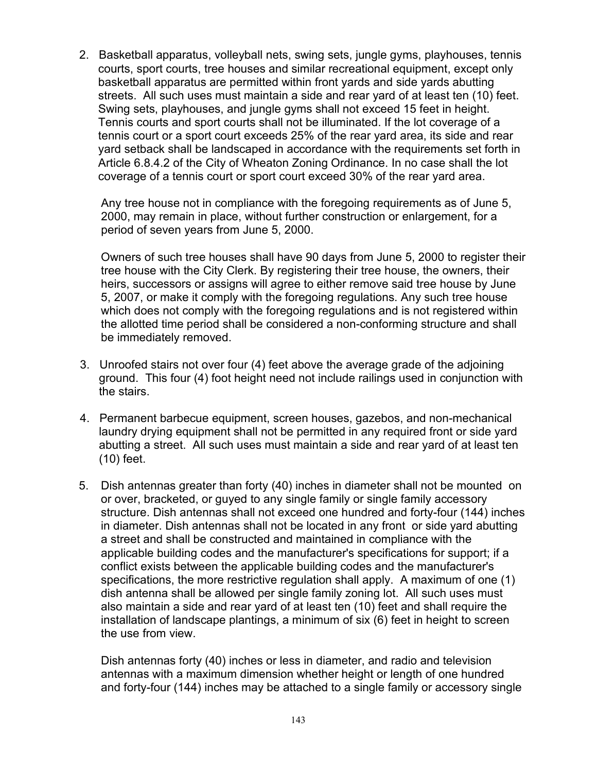2. Basketball apparatus, volleyball nets, swing sets, jungle gyms, playhouses, tennis courts, sport courts, tree houses and similar recreational equipment, except only basketball apparatus are permitted within front yards and side yards abutting streets. All such uses must maintain a side and rear yard of at least ten (10) feet. Swing sets, playhouses, and jungle gyms shall not exceed 15 feet in height. Tennis courts and sport courts shall not be illuminated. If the lot coverage of a tennis court or a sport court exceeds 25% of the rear yard area, its side and rear yard setback shall be landscaped in accordance with the requirements set forth in Article 6.8.4.2 of the City of Wheaton Zoning Ordinance. In no case shall the lot coverage of a tennis court or sport court exceed 30% of the rear yard area.

   Any tree house not in compliance with the foregoing requirements as of June 5, 2000, may remain in place, without further construction or enlargement, for a period of seven years from June 5, 2000.

   Owners of such tree houses shall have 90 days from June 5, 2000 to register their tree house with the City Clerk. By registering their tree house, the owners, their heirs, successors or assigns will agree to either remove said tree house by June 5, 2007, or make it comply with the foregoing regulations. Any such tree house which does not comply with the foregoing regulations and is not registered within the allotted time period shall be considered a non-conforming structure and shall be immediately removed.

3. Unroofed stairs not over four (4) feet above the average grade of the adjoining ground. This four (4) foot height need not include railings used in conjunction with the stairs.

4. Permanent barbecue equipment, screen houses, gazebos, and non-mechanical laundry drying equipment shall not be permitted in any required front or side yard abutting a street. All such uses must maintain a side and rear yard of at least ten (10) feet.

5. Dish antennas greater than forty (40) inches in diameter shall not be mounted on or over, bracketed, or guyed to any single family or single family accessory structure. Dish antennas shall not exceed one hundred and forty-four (144) inches in diameter. Dish antennas shall not be located in any front or side yard abutting a street and shall be constructed and maintained in compliance with the applicable building codes and the manufacturer's specifications for support; if a conflict exists between the applicable building codes and the manufacturer's specifications, the more restrictive regulation shall apply. A maximum of one (1) dish antenna shall be allowed per single family zoning lot. All such uses must also maintain a side and rear yard of at least ten (10) feet and shall require the installation of landscape plantings, a minimum of six (6) feet in height to screen the use from view.

   Dish antennas forty (40) inches or less in diameter, and radio and television antennas with a maximum dimension whether height or length of one hundred and forty-four (144) inches may be attached to a single family or accessory single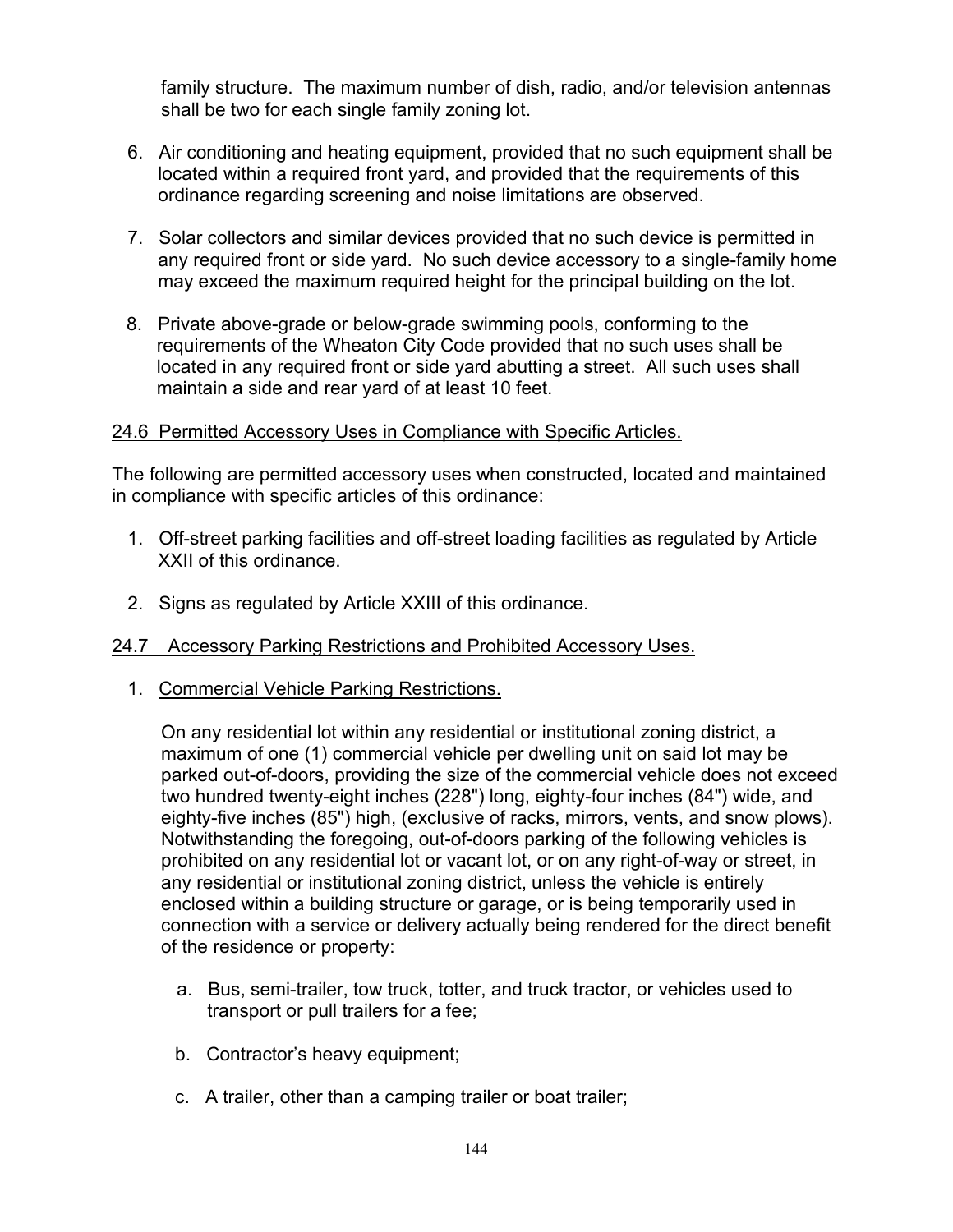family structure. The maximum number of dish, radio, and/or television antennas shall be two for each single family zoning lot.

6. Air conditioning and heating equipment, provided that no such equipment shall be located within a required front yard, and provided that the requirements of this ordinance regarding screening and noise limitations are observed.

7. Solar collectors and similar devices provided that no such device is permitted in any required front or side yard. No such device accessory to a single-family home may exceed the maximum required height for the principal building on the lot.

8. Private above-grade or below-grade swimming pools, conforming to the requirements of the Wheaton City Code provided that no such uses shall be located in any required front or side yard abutting a street. All such uses shall maintain a side and rear yard of at least 10 feet.

## 24.6 Permitted Accessory Uses in Compliance with Specific Articles.

The following are permitted accessory uses when constructed, located and maintained in compliance with specific articles of this ordinance:

1. Off-street parking facilities and off-street loading facilities as regulated by Article XXII of this ordinance.

2. Signs as regulated by Article XXIII of this ordinance.

## 24.7 Accessory Parking Restrictions and Prohibited Accessory Uses.

1. Commercial Vehicle Parking Restrictions.

   On any residential lot within any residential or institutional zoning district, a maximum of one (1) commercial vehicle per dwelling unit on said lot may be parked out-of-doors, providing the size of the commercial vehicle does not exceed two hundred twenty-eight inches (228") long, eighty-four inches (84") wide, and eighty-five inches (85") high, (exclusive of racks, mirrors, vents, and snow plows). Notwithstanding the foregoing, out-of-doors parking of the following vehicles is prohibited on any residential lot or vacant lot, or on any right-of-way or street, in any residential or institutional zoning district, unless the vehicle is entirely enclosed within a building structure or garage, or is being temporarily used in connection with a service or delivery actually being rendered for the direct benefit of the residence or property:

   a. Bus, semi-trailer, tow truck, totter, and truck tractor, or vehicles used to transport or pull trailers for a fee;

   b. Contractor's heavy equipment;

   c. A trailer, other than a camping trailer or boat trailer;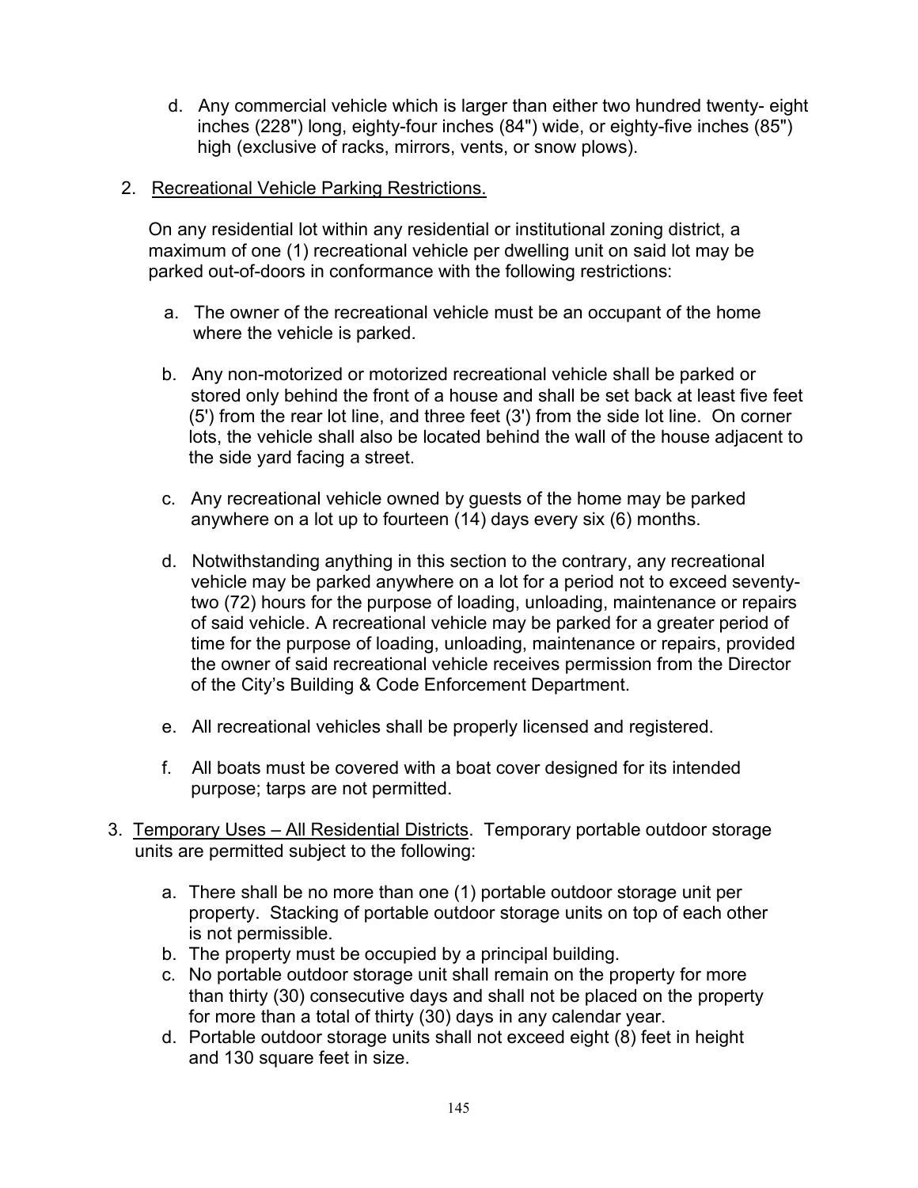d. Any commercial vehicle which is larger than either two hundred twenty- eight inches (228") long, eighty-four inches (84") wide, or eighty-five inches (85") high (exclusive of racks, mirrors, vents, or snow plows).

2. Recreational Vehicle Parking Restrictions.

   On any residential lot within any residential or institutional zoning district, a maximum of one (1) recreational vehicle per dwelling unit on said lot may be parked out-of-doors in conformance with the following restrictions:

   a. The owner of the recreational vehicle must be an occupant of the home where the vehicle is parked.

   b. Any non-motorized or motorized recreational vehicle shall be parked or stored only behind the front of a house and shall be set back at least five feet (5') from the rear lot line, and three feet (3') from the side lot line. On corner lots, the vehicle shall also be located behind the wall of the house adjacent to the side yard facing a street.

   c. Any recreational vehicle owned by guests of the home may be parked anywhere on a lot up to fourteen (14) days every six (6) months.

   d. Notwithstanding anything in this section to the contrary, any recreational vehicle may be parked anywhere on a lot for a period not to exceed seventy-two (72) hours for the purpose of loading, unloading, maintenance or repairs of said vehicle. A recreational vehicle may be parked for a greater period of time for the purpose of loading, unloading, maintenance or repairs, provided the owner of said recreational vehicle receives permission from the Director of the City's Building & Code Enforcement Department.

   e. All recreational vehicles shall be properly licensed and registered.

   f. All boats must be covered with a boat cover designed for its intended purpose; tarps are not permitted.

3. Temporary Uses – All Residential Districts. Temporary portable outdoor storage units are permitted subject to the following:

   a. There shall be no more than one (1) portable outdoor storage unit per property. Stacking of portable outdoor storage units on top of each other is not permissible.
   b. The property must be occupied by a principal building.
   c. No portable outdoor storage unit shall remain on the property for more than thirty (30) consecutive days and shall not be placed on the property for more than a total of thirty (30) days in any calendar year.
   d. Portable outdoor storage units shall not exceed eight (8) feet in height and 130 square feet in size.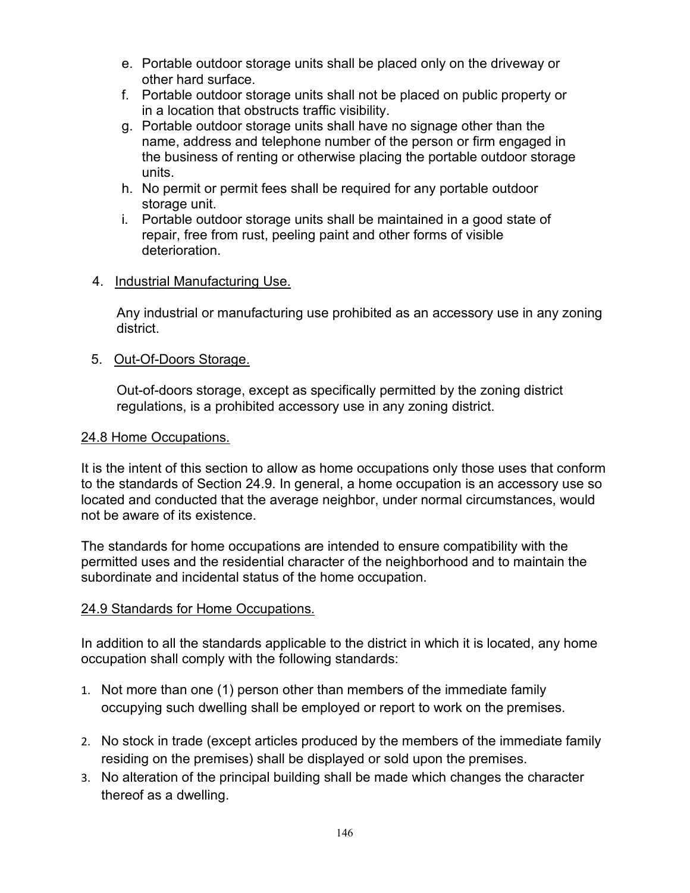e. Portable outdoor storage units shall be placed only on the driveway or other hard surface.
f. Portable outdoor storage units shall not be placed on public property or in a location that obstructs traffic visibility.
g. Portable outdoor storage units shall have no signage other than the name, address and telephone number of the person or firm engaged in the business of renting or otherwise placing the portable outdoor storage units.
h. No permit or permit fees shall be required for any portable outdoor storage unit.
i. Portable outdoor storage units shall be maintained in a good state of repair, free from rust, peeling paint and other forms of visible deterioration.

4. Industrial Manufacturing Use.

   Any industrial or manufacturing use prohibited as an accessory use in any zoning district.

5. Out-Of-Doors Storage.

   Out-of-doors storage, except as specifically permitted by the zoning district regulations, is a prohibited accessory use in any zoning district.

## 24.8 Home Occupations.

It is the intent of this section to allow as home occupations only those uses that conform to the standards of Section 24.9. In general, a home occupation is an accessory use so located and conducted that the average neighbor, under normal circumstances, would not be aware of its existence.

The standards for home occupations are intended to ensure compatibility with the permitted uses and the residential character of the neighborhood and to maintain the subordinate and incidental status of the home occupation.

## 24.9 Standards for Home Occupations.

In addition to all the standards applicable to the district in which it is located, any home occupation shall comply with the following standards:

1. Not more than one (1) person other than members of the immediate family occupying such dwelling shall be employed or report to work on the premises.
2. No stock in trade (except articles produced by the members of the immediate family residing on the premises) shall be displayed or sold upon the premises.
3. No alteration of the principal building shall be made which changes the character thereof as a dwelling.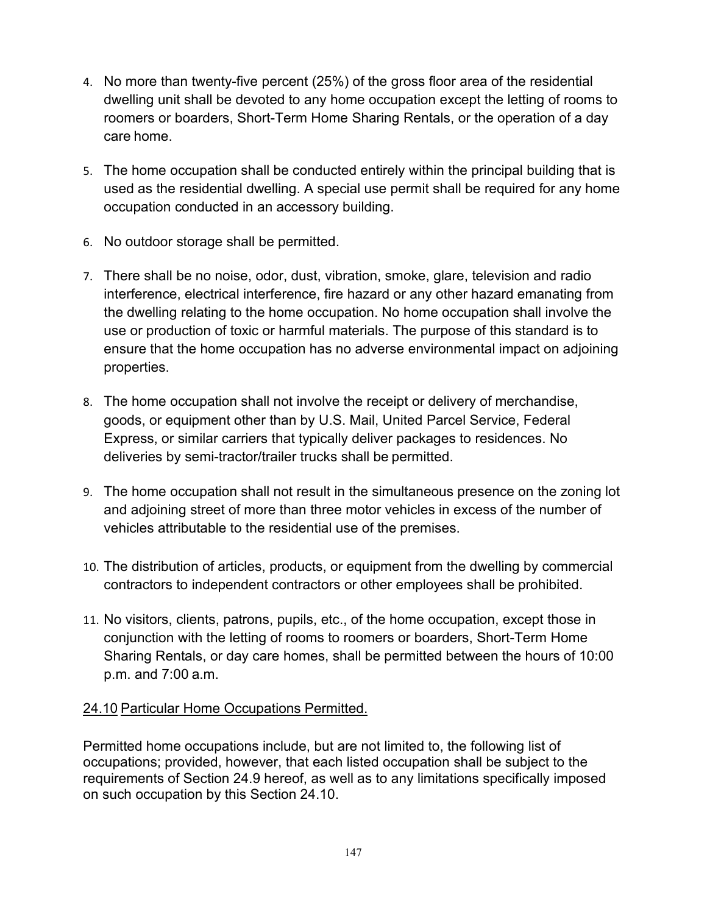4. No more than twenty-five percent (25%) of the gross floor area of the residential dwelling unit shall be devoted to any home occupation except the letting of rooms to roomers or boarders, Short-Term Home Sharing Rentals, or the operation of a day care home.

5. The home occupation shall be conducted entirely within the principal building that is used as the residential dwelling. A special use permit shall be required for any home occupation conducted in an accessory building.

6. No outdoor storage shall be permitted.

7. There shall be no noise, odor, dust, vibration, smoke, glare, television and radio interference, electrical interference, fire hazard or any other hazard emanating from the dwelling relating to the home occupation. No home occupation shall involve the use or production of toxic or harmful materials. The purpose of this standard is to ensure that the home occupation has no adverse environmental impact on adjoining properties.

8. The home occupation shall not involve the receipt or delivery of merchandise, goods, or equipment other than by U.S. Mail, United Parcel Service, Federal Express, or similar carriers that typically deliver packages to residences. No deliveries by semi-tractor/trailer trucks shall be permitted.

9. The home occupation shall not result in the simultaneous presence on the zoning lot and adjoining street of more than three motor vehicles in excess of the number of vehicles attributable to the residential use of the premises.

10. The distribution of articles, products, or equipment from the dwelling by commercial contractors to independent contractors or other employees shall be prohibited.

11. No visitors, clients, patrons, pupils, etc., of the home occupation, except those in conjunction with the letting of rooms to roomers or boarders, Short-Term Home Sharing Rentals, or day care homes, shall be permitted between the hours of 10:00 p.m. and 7:00 a.m.

<u>24.10 Particular Home Occupations Permitted.</u>

Permitted home occupations include, but are not limited to, the following list of occupations; provided, however, that each listed occupation shall be subject to the requirements of Section 24.9 hereof, as well as to any limitations specifically imposed on such occupation by this Section 24.10.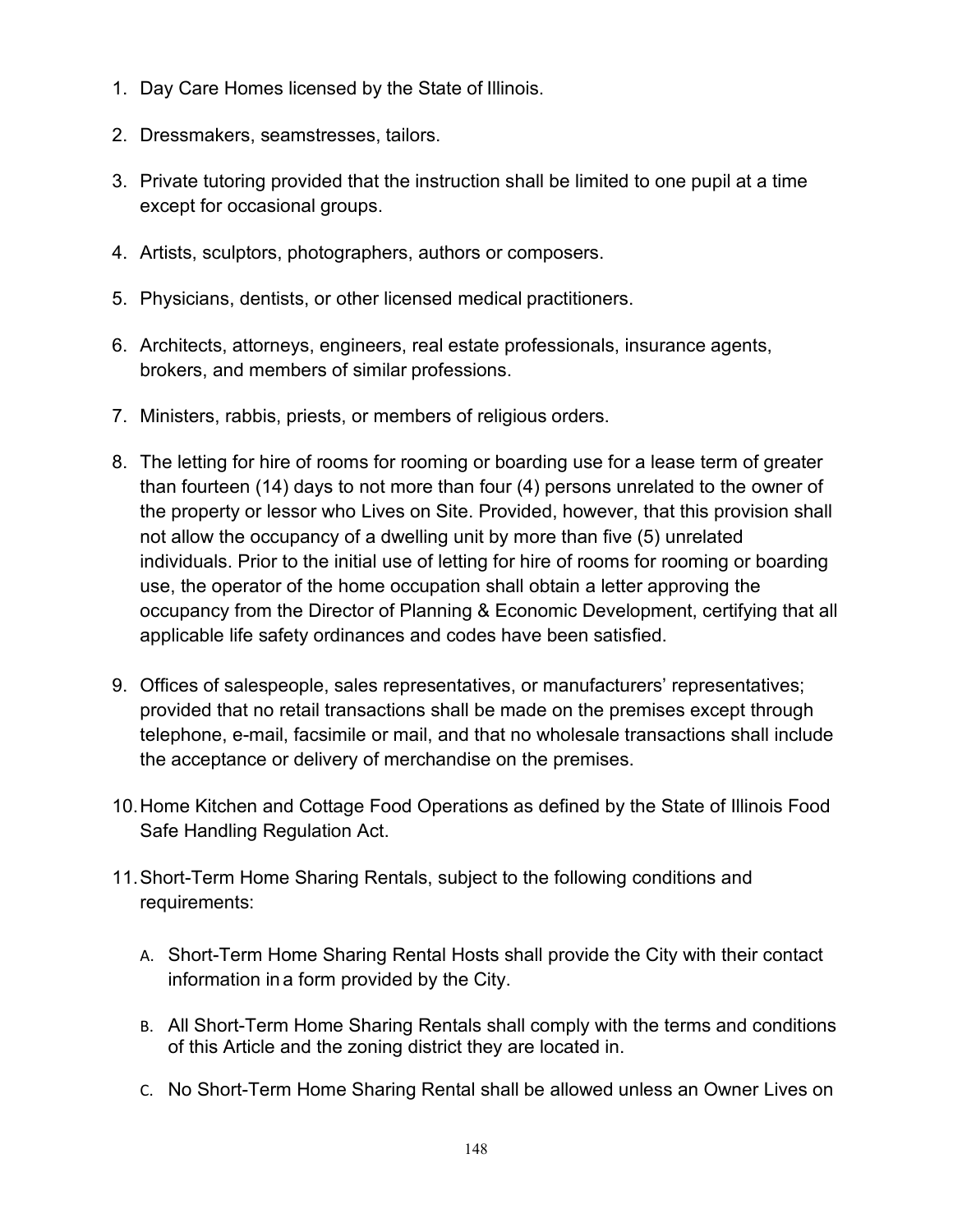1. Day Care Homes licensed by the State of Illinois.

2. Dressmakers, seamstresses, tailors.

3. Private tutoring provided that the instruction shall be limited to one pupil at a time except for occasional groups.

4. Artists, sculptors, photographers, authors or composers.

5. Physicians, dentists, or other licensed medical practitioners.

6. Architects, attorneys, engineers, real estate professionals, insurance agents, brokers, and members of similar professions.

7. Ministers, rabbis, priests, or members of religious orders.

8. The letting for hire of rooms for rooming or boarding use for a lease term of greater than fourteen (14) days to not more than four (4) persons unrelated to the owner of the property or lessor who Lives on Site. Provided, however, that this provision shall not allow the occupancy of a dwelling unit by more than five (5) unrelated individuals. Prior to the initial use of letting for hire of rooms for rooming or boarding use, the operator of the home occupation shall obtain a letter approving the occupancy from the Director of Planning & Economic Development, certifying that all applicable life safety ordinances and codes have been satisfied.

9. Offices of salespeople, sales representatives, or manufacturers' representatives; provided that no retail transactions shall be made on the premises except through telephone, e-mail, facsimile or mail, and that no wholesale transactions shall include the acceptance or delivery of merchandise on the premises.

10. Home Kitchen and Cottage Food Operations as defined by the State of Illinois Food Safe Handling Regulation Act.

11. Short-Term Home Sharing Rentals, subject to the following conditions and requirements:

    A. Short-Term Home Sharing Rental Hosts shall provide the City with their contact information in a form provided by the City.

    B. All Short-Term Home Sharing Rentals shall comply with the terms and conditions of this Article and the zoning district they are located in.

    C. No Short-Term Home Sharing Rental shall be allowed unless an Owner Lives on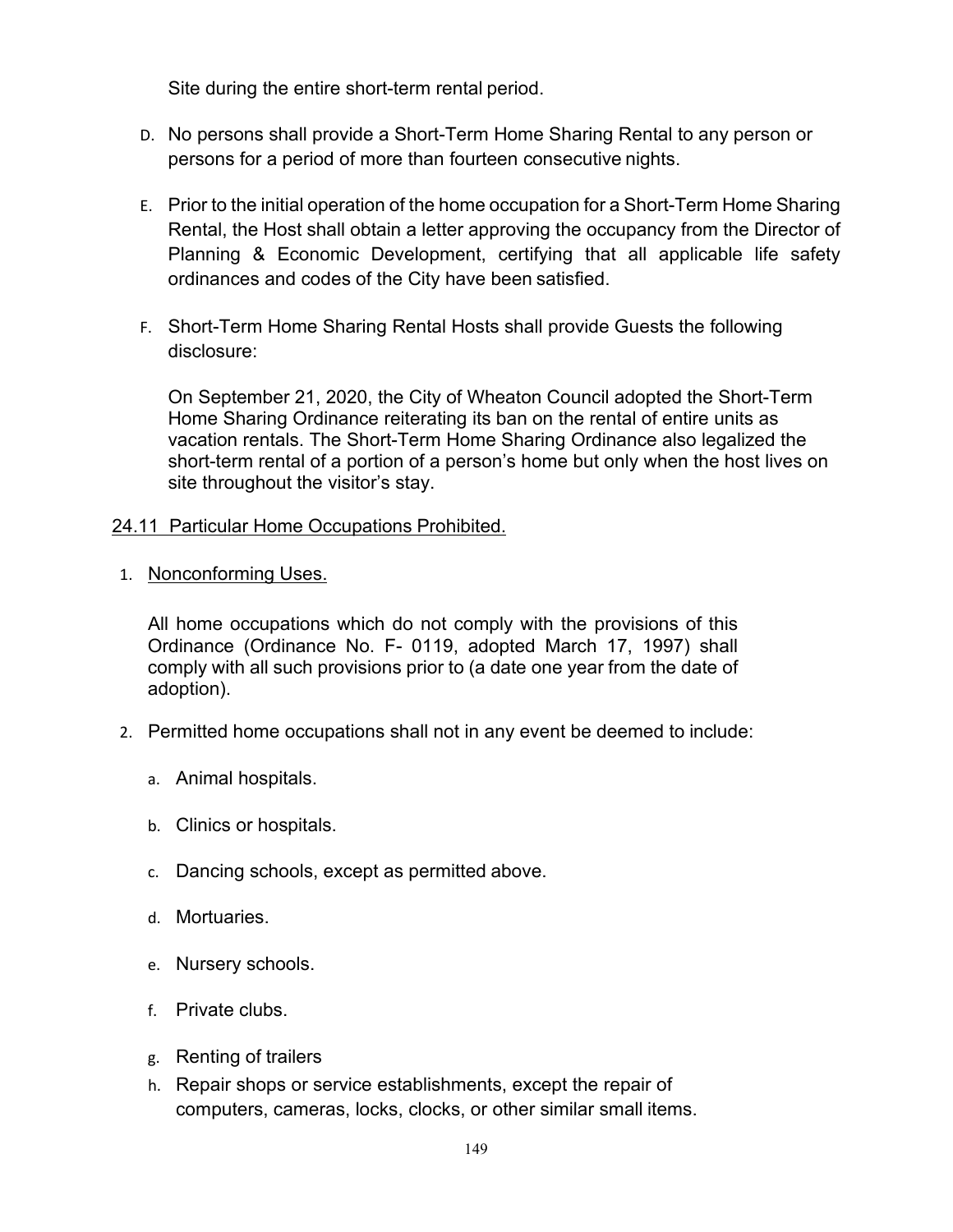Site during the entire short-term rental period.

D. No persons shall provide a Short-Term Home Sharing Rental to any person or persons for a period of more than fourteen consecutive nights.

E. Prior to the initial operation of the home occupation for a Short-Term Home Sharing Rental, the Host shall obtain a letter approving the occupancy from the Director of Planning & Economic Development, certifying that all applicable life safety ordinances and codes of the City have been satisfied.

F. Short-Term Home Sharing Rental Hosts shall provide Guests the following disclosure:

On September 21, 2020, the City of Wheaton Council adopted the Short-Term Home Sharing Ordinance reiterating its ban on the rental of entire units as vacation rentals. The Short-Term Home Sharing Ordinance also legalized the short-term rental of a portion of a person's home but only when the host lives on site throughout the visitor's stay.

24.11 Particular Home Occupations Prohibited.

1. Nonconforming Uses.

   All home occupations which do not comply with the provisions of this Ordinance (Ordinance No. F- 0119, adopted March 17, 1997) shall comply with all such provisions prior to (a date one year from the date of adoption).

2. Permitted home occupations shall not in any event be deemed to include:

   a. Animal hospitals.

   b. Clinics or hospitals.

   c. Dancing schools, except as permitted above.

   d. Mortuaries.

   e. Nursery schools.

   f. Private clubs.

   g. Renting of trailers

   h. Repair shops or service establishments, except the repair of computers, cameras, locks, clocks, or other similar small items.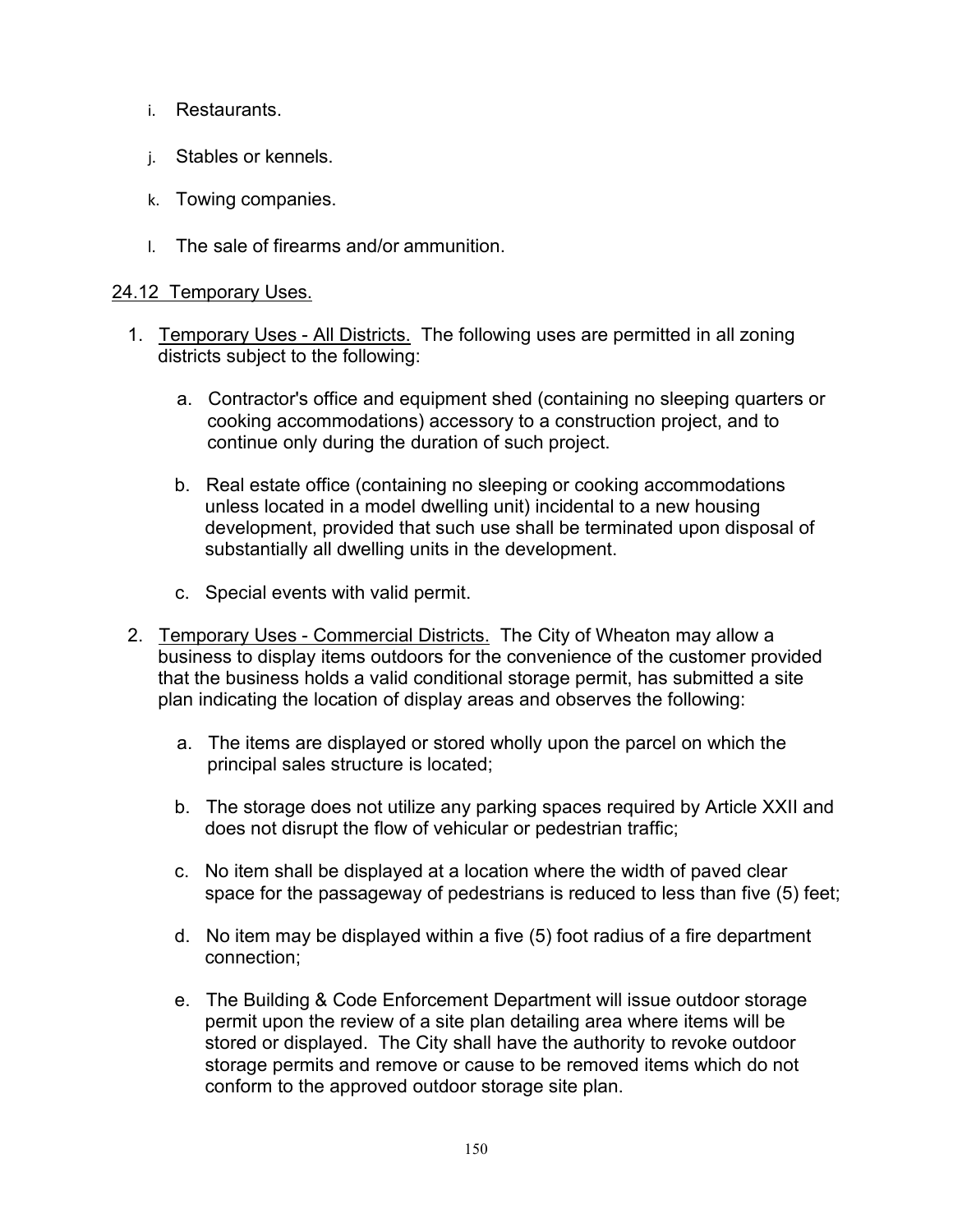i. Restaurants.

j. Stables or kennels.

k. Towing companies.

l. The sale of firearms and/or ammunition.

24.12 Temporary Uses.

1. Temporary Uses - All Districts. The following uses are permitted in all zoning districts subject to the following:

   a. Contractor's office and equipment shed (containing no sleeping quarters or cooking accommodations) accessory to a construction project, and to continue only during the duration of such project.

   b. Real estate office (containing no sleeping or cooking accommodations unless located in a model dwelling unit) incidental to a new housing development, provided that such use shall be terminated upon disposal of substantially all dwelling units in the development.

   c. Special events with valid permit.

2. Temporary Uses - Commercial Districts. The City of Wheaton may allow a business to display items outdoors for the convenience of the customer provided that the business holds a valid conditional storage permit, has submitted a site plan indicating the location of display areas and observes the following:

   a. The items are displayed or stored wholly upon the parcel on which the principal sales structure is located;

   b. The storage does not utilize any parking spaces required by Article XXII and does not disrupt the flow of vehicular or pedestrian traffic;

   c. No item shall be displayed at a location where the width of paved clear space for the passageway of pedestrians is reduced to less than five (5) feet;

   d. No item may be displayed within a five (5) foot radius of a fire department connection;

   e. The Building & Code Enforcement Department will issue outdoor storage permit upon the review of a site plan detailing area where items will be stored or displayed. The City shall have the authority to revoke outdoor storage permits and remove or cause to be removed items which do not conform to the approved outdoor storage site plan.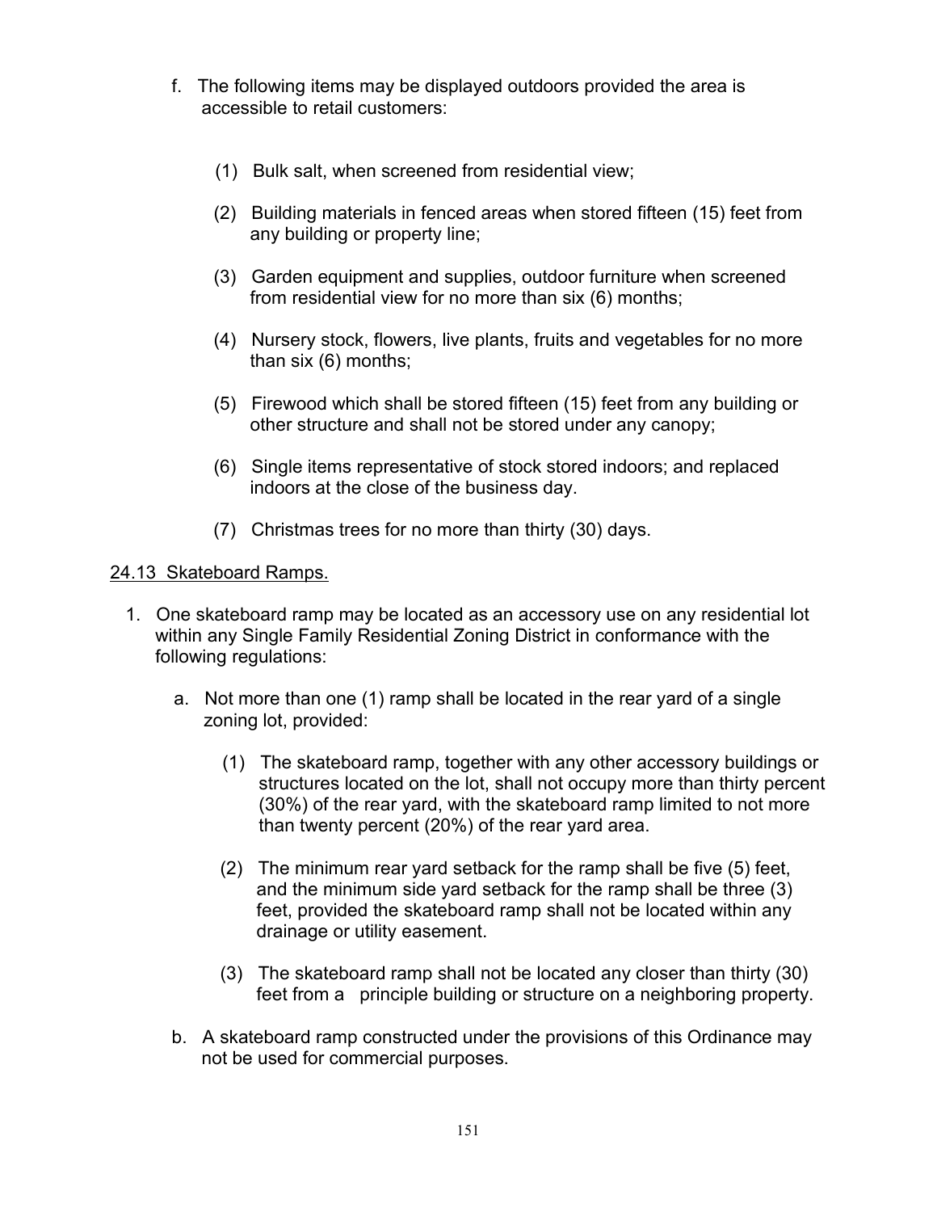f. The following items may be displayed outdoors provided the area is accessible to retail customers:

   (1) Bulk salt, when screened from residential view;

   (2) Building materials in fenced areas when stored fifteen (15) feet from any building or property line;

   (3) Garden equipment and supplies, outdoor furniture when screened from residential view for no more than six (6) months;

   (4) Nursery stock, flowers, live plants, fruits and vegetables for no more than six (6) months;

   (5) Firewood which shall be stored fifteen (15) feet from any building or other structure and shall not be stored under any canopy;

   (6) Single items representative of stock stored indoors; and replaced indoors at the close of the business day.

   (7) Christmas trees for no more than thirty (30) days.

<u>24.13 Skateboard Ramps.</u>

1. One skateboard ramp may be located as an accessory use on any residential lot within any Single Family Residential Zoning District in conformance with the following regulations:

   a. Not more than one (1) ramp shall be located in the rear yard of a single zoning lot, provided:

      (1) The skateboard ramp, together with any other accessory buildings or structures located on the lot, shall not occupy more than thirty percent (30%) of the rear yard, with the skateboard ramp limited to not more than twenty percent (20%) of the rear yard area.

      (2) The minimum rear yard setback for the ramp shall be five (5) feet, and the minimum side yard setback for the ramp shall be three (3) feet, provided the skateboard ramp shall not be located within any drainage or utility easement.

      (3) The skateboard ramp shall not be located any closer than thirty (30) feet from a principle building or structure on a neighboring property.

   b. A skateboard ramp constructed under the provisions of this Ordinance may not be used for commercial purposes.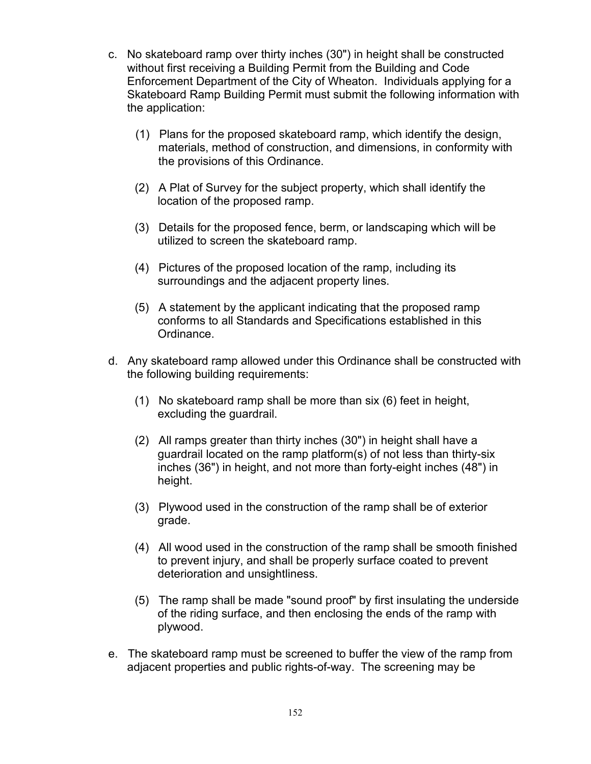c. No skateboard ramp over thirty inches (30") in height shall be constructed without first receiving a Building Permit from the Building and Code Enforcement Department of the City of Wheaton. Individuals applying for a Skateboard Ramp Building Permit must submit the following information with the application:

   (1) Plans for the proposed skateboard ramp, which identify the design, materials, method of construction, and dimensions, in conformity with the provisions of this Ordinance.

   (2) A Plat of Survey for the subject property, which shall identify the location of the proposed ramp.

   (3) Details for the proposed fence, berm, or landscaping which will be utilized to screen the skateboard ramp.

   (4) Pictures of the proposed location of the ramp, including its surroundings and the adjacent property lines.

   (5) A statement by the applicant indicating that the proposed ramp conforms to all Standards and Specifications established in this Ordinance.

d. Any skateboard ramp allowed under this Ordinance shall be constructed with the following building requirements:

   (1) No skateboard ramp shall be more than six (6) feet in height, excluding the guardrail.

   (2) All ramps greater than thirty inches (30") in height shall have a guardrail located on the ramp platform(s) of not less than thirty-six inches (36") in height, and not more than forty-eight inches (48") in height.

   (3) Plywood used in the construction of the ramp shall be of exterior grade.

   (4) All wood used in the construction of the ramp shall be smooth finished to prevent injury, and shall be properly surface coated to prevent deterioration and unsightliness.

   (5) The ramp shall be made "sound proof" by first insulating the underside of the riding surface, and then enclosing the ends of the ramp with plywood.

e. The skateboard ramp must be screened to buffer the view of the ramp from adjacent properties and public rights-of-way. The screening may be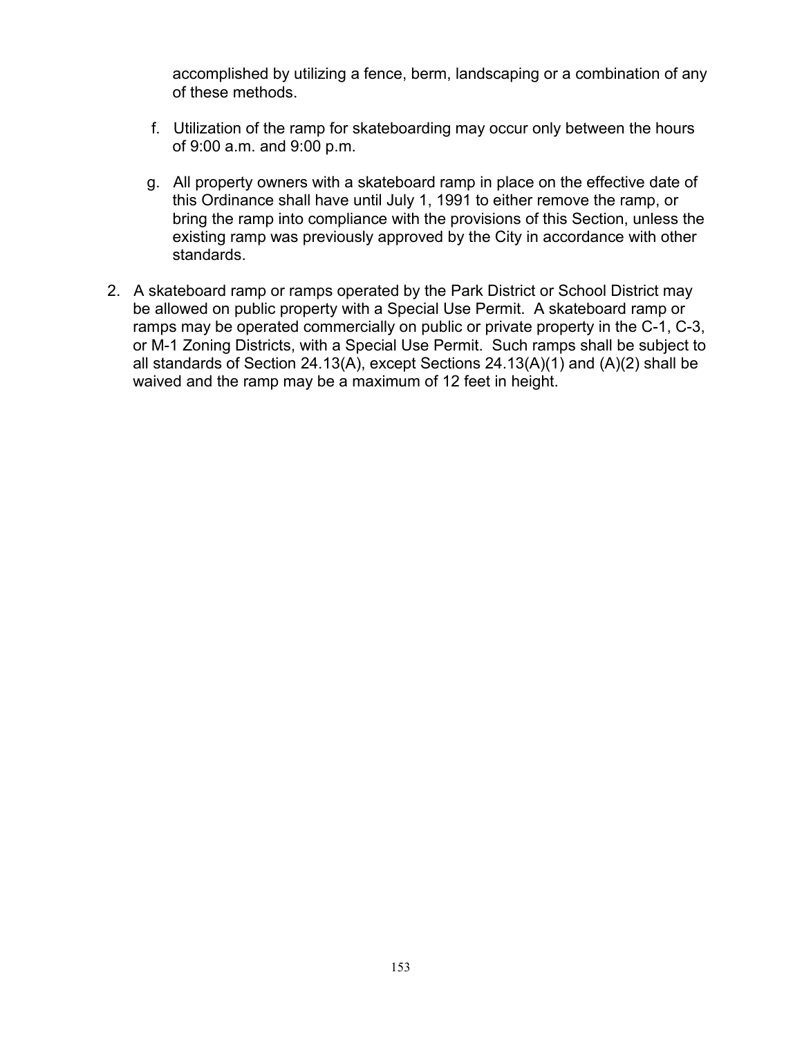accomplished by utilizing a fence, berm, landscaping or a combination of any of these methods.

f. Utilization of the ramp for skateboarding may occur only between the hours of 9:00 a.m. and 9:00 p.m.

g. All property owners with a skateboard ramp in place on the effective date of this Ordinance shall have until July 1, 1991 to either remove the ramp, or bring the ramp into compliance with the provisions of this Section, unless the existing ramp was previously approved by the City in accordance with other standards.

2. A skateboard ramp or ramps operated by the Park District or School District may be allowed on public property with a Special Use Permit. A skateboard ramp or ramps may be operated commercially on public or private property in the C-1, C-3, or M-1 Zoning Districts, with a Special Use Permit. Such ramps shall be subject to all standards of Section 24.13(A), except Sections 24.13(A)(1) and (A)(2) shall be waived and the ramp may be a maximum of 12 feet in height.